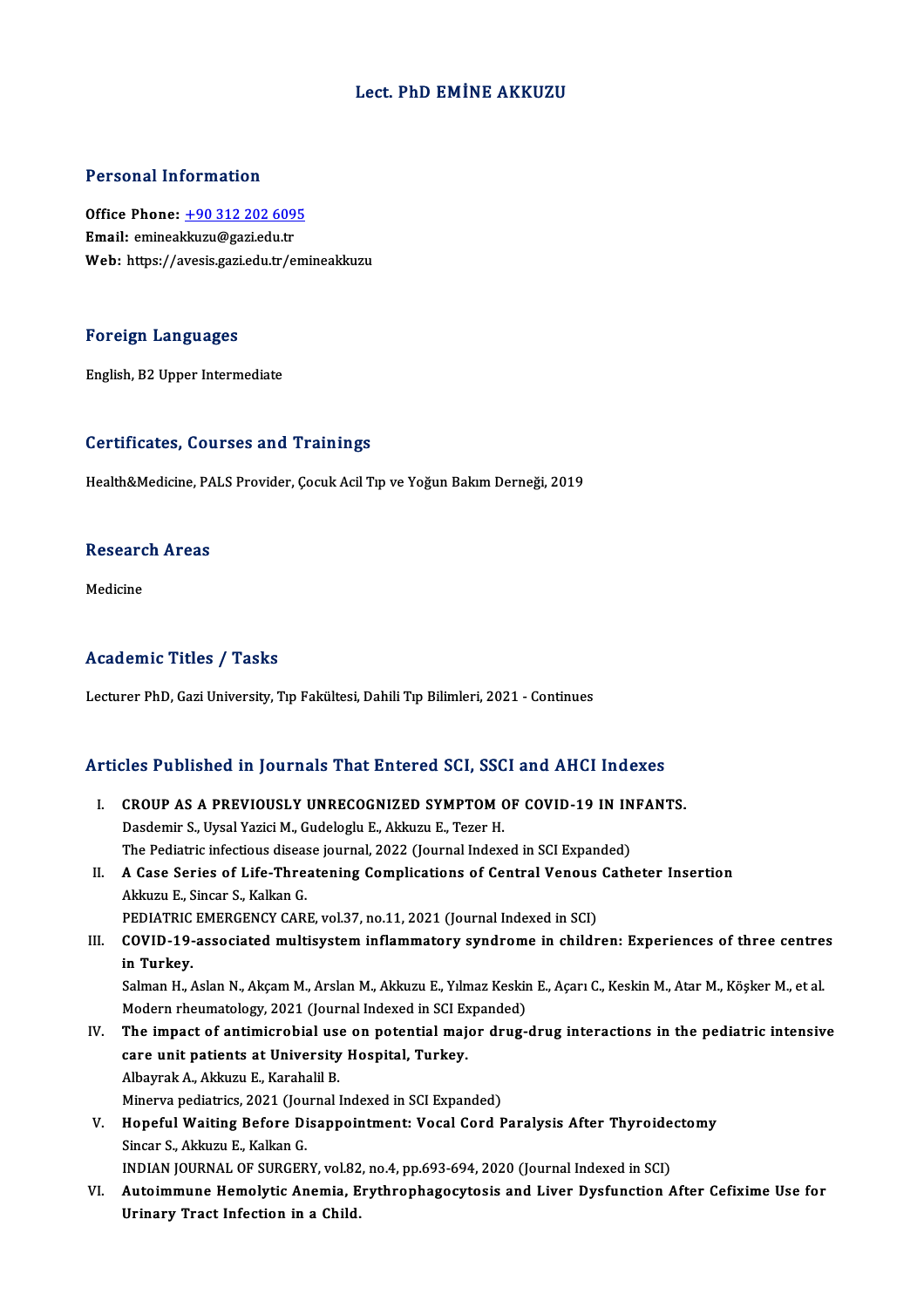# Lect. PhD EMİNE AKKUZU

## Personal Information

**Office Phone:** +90 312 202 6095
**Email:** emineakkuzu@gazi.edu.tr
**Web:** https://avesis.gazi.edu.tr/emineakkuzu

## Foreign Languages

English, B2 Upper Intermediate

## Certificates, Courses and Trainings

Health&Medicine, PALS Provider, Çocuk Acil Tıp ve Yoğun Bakım Derneği, 2019

## Research Areas

Medicine

## Academic Titles / Tasks

Lecturer PhD, Gazi University, Tıp Fakültesi, Dahili Tıp Bilimleri, 2021 - Continues

## Articles Published in Journals That Entered SCI, SSCI and AHCI Indexes

I. **CROUP AS A PREVIOUSLY UNRECOGNIZED SYMPTOM OF COVID-19 IN INFANTS.**
Dasdemir S., Uysal Yazici M., Gudeloglu E., Akkuzu E., Tezer H.
The Pediatric infectious disease journal, 2022 (Journal Indexed in SCI Expanded)

II. **A Case Series of Life-Threatening Complications of Central Venous Catheter Insertion**
Akkuzu E., Sincar S., Kalkan G.
PEDIATRIC EMERGENCY CARE, vol.37, no.11, 2021 (Journal Indexed in SCI)

III. **COVID-19-associated multisystem inflammatory syndrome in children: Experiences of three centres in Turkey.**
Salman H., Aslan N., Akçam M., Arslan M., Akkuzu E., Yılmaz Keskin E., Açarı C., Keskin M., Atar M., Köşker M., et al.
Modern rheumatology, 2021 (Journal Indexed in SCI Expanded)

IV. **The impact of antimicrobial use on potential major drug-drug interactions in the pediatric intensive care unit patients at University Hospital, Turkey.**
Albayrak A., Akkuzu E., Karahalil B.
Minerva pediatrics, 2021 (Journal Indexed in SCI Expanded)

V. **Hopeful Waiting Before Disappointment: Vocal Cord Paralysis After Thyroidectomy**
Sincar S., Akkuzu E., Kalkan G.
INDIAN JOURNAL OF SURGERY, vol.82, no.4, pp.693-694, 2020 (Journal Indexed in SCI)

VI. **Autoimmune Hemolytic Anemia, Erythrophagocytosis and Liver Dysfunction After Cefixime Use for Urinary Tract Infection in a Child.**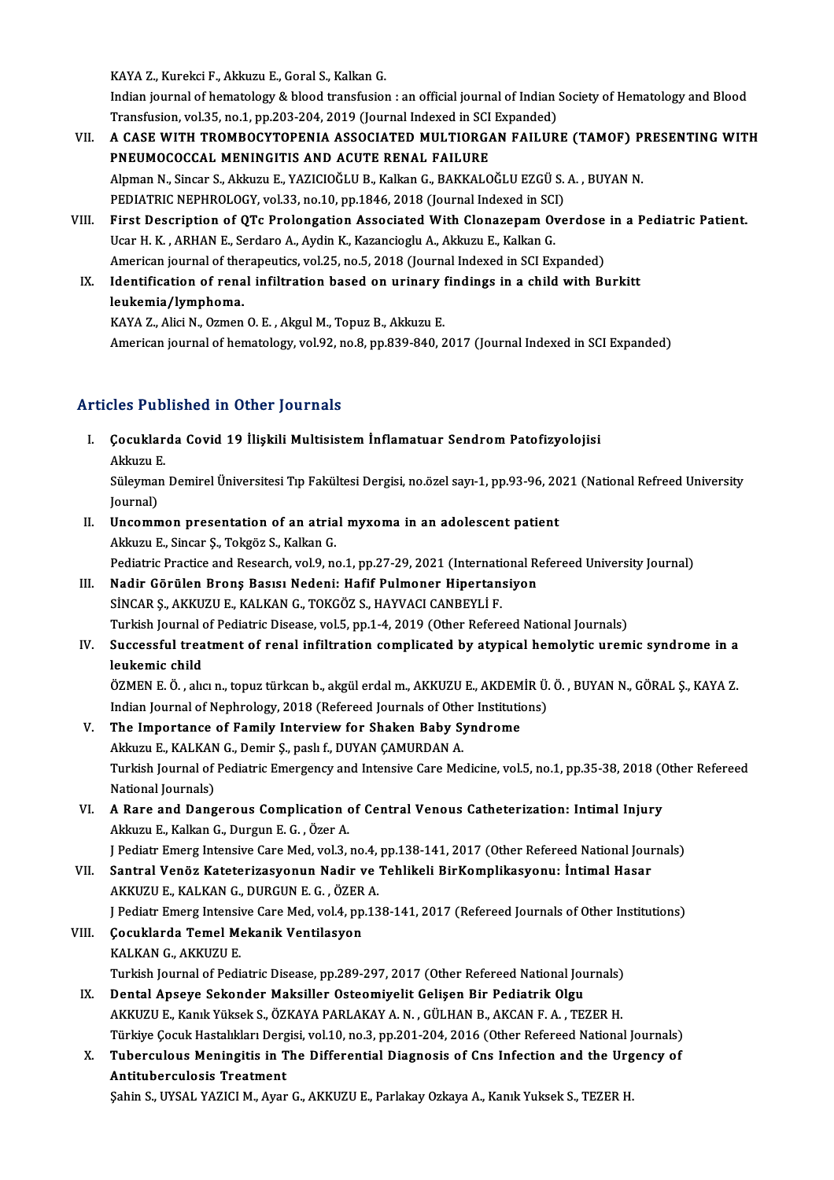KAYA Z., Kurekci F., Akkuzu E., Goral S., Kalkan G.

Indian journal of hematology & blood transfusion : an official journal of Indian Society of Hematology and Blood Transfusion, vol.35, no.1, pp.203-204, 2019 (Journal Indexed in SCI Expanded)

VII. **A CASE WITH TROMBOCYTOPENIA ASSOCIATED MULTIORGAN FAILURE (TAMOF) PRESENTING WITH PNEUMOCOCCAL MENINGITIS AND ACUTE RENAL FAILURE**

Alpman N., Sincar S., Akkuzu E., YAZICIOĞLU B., Kalkan G., BAKKALOĞLU EZGÜ S. A. , BUYAN N.

PEDIATRIC NEPHROLOGY, vol.33, no.10, pp.1846, 2018 (Journal Indexed in SCI)

VIII. **First Description of QTc Prolongation Associated With Clonazepam Overdose in a Pediatric Patient.**

Ucar H. K. , ARHAN E., Serdaro A., Aydin K., Kazancioglu A., Akkuzu E., Kalkan G.

American journal of therapeutics, vol.25, no.5, 2018 (Journal Indexed in SCI Expanded)

IX. **Identification of renal infiltration based on urinary findings in a child with Burkitt leukemia/lymphoma.**

KAYA Z., Alici N., Ozmen O. E. , Akgul M., Topuz B., Akkuzu E.

American journal of hematology, vol.92, no.8, pp.839-840, 2017 (Journal Indexed in SCI Expanded)

## Articles Published in Other Journals

I. **Çocuklarda Covid 19 İlişkili Multisistem İnflamatuar Sendrom Patofizyolojisi**

Akkuzu E.

Süleyman Demirel Üniversitesi Tıp Fakültesi Dergisi, no.özel sayı-1, pp.93-96, 2021 (National Refreed University Journal)

II. **Uncommon presentation of an atrial myxoma in an adolescent patient**

Akkuzu E., Sincar Ş., Tokgöz S., Kalkan G.

Pediatric Practice and Research, vol.9, no.1, pp.27-29, 2021 (International Refereed University Journal)

III. **Nadir Görülen Bronş Basısı Nedeni: Hafif Pulmoner Hipertansiyon**

SİNCAR Ş., AKKUZU E., KALKAN G., TOKGÖZ S., HAYVACI CANBEYLİ F.

Turkish Journal of Pediatric Disease, vol.5, pp.1-4, 2019 (Other Refereed National Journals)

IV. **Successful treatment of renal infiltration complicated by atypical hemolytic uremic syndrome in a leukemic child**

ÖZMEN E. Ö. , alıcı n., topuz türkcan b., akgül erdal m., AKKUZU E., AKDEMİR Ü. Ö. , BUYAN N., GÖRAL Ş., KAYA Z.

Indian Journal of Nephrology, 2018 (Refereed Journals of Other Institutions)

V. **The Importance of Family Interview for Shaken Baby Syndrome**

Akkuzu E., KALKAN G., Demir Ş., paslı f., DUYAN ÇAMURDAN A.

Turkish Journal of Pediatric Emergency and Intensive Care Medicine, vol.5, no.1, pp.35-38, 2018 (Other Refereed National Journals)

VI. **A Rare and Dangerous Complication of Central Venous Catheterization: Intimal Injury**

Akkuzu E., Kalkan G., Durgun E. G. , Özer A.

J Pediatr Emerg Intensive Care Med, vol.3, no.4, pp.138-141, 2017 (Other Refereed National Journals)

VII. **Santral Venöz Kateterizasyonun Nadir ve Tehlikeli BirKomplikasyonu: İntimal Hasar**

AKKUZU E., KALKAN G., DURGUN E. G. , ÖZER A.

J Pediatr Emerg Intensive Care Med, vol.4, pp.138-141, 2017 (Refereed Journals of Other Institutions)

VIII. **Çocuklarda Temel Mekanik Ventilasyon**

KALKAN G., AKKUZU E.

Turkish Journal of Pediatric Disease, pp.289-297, 2017 (Other Refereed National Journals)

IX. **Dental Apseye Sekonder Maksiller Osteomiyelit Gelişen Bir Pediatrik Olgu**

AKKUZU E., Kanık Yüksek S., ÖZKAYA PARLAKAY A. N. , GÜLHAN B., AKCAN F. A. , TEZER H.

Türkiye Çocuk Hastalıkları Dergisi, vol.10, no.3, pp.201-204, 2016 (Other Refereed National Journals)

X. **Tuberculous Meningitis in The Differential Diagnosis of Cns Infection and the Urgency of Antituberculosis Treatment**

Şahin S., UYSAL YAZICI M., Ayar G., AKKUZU E., Parlakay Ozkaya A., Kanık Yuksek S., TEZER H.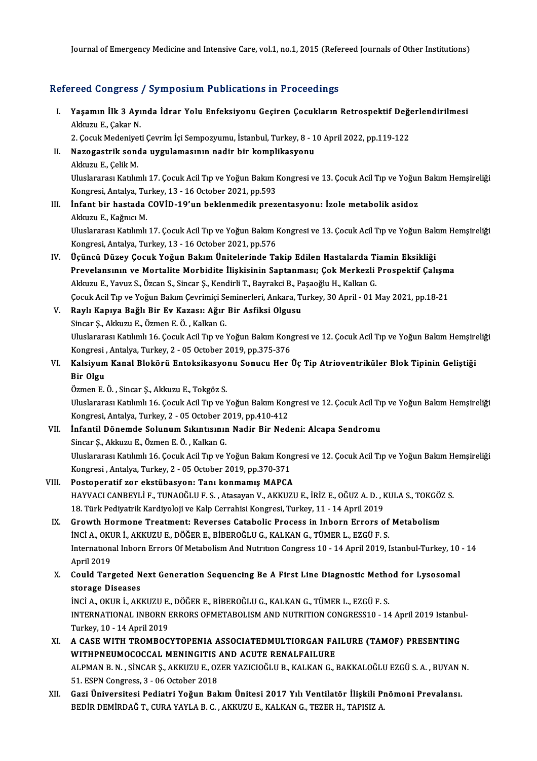Journal of Emergency Medicine and Intensive Care, vol.1, no.1, 2015 (Refereed Journals of Other Institutions)

## Refereed Congress / Symposium Publications in Proceedings

I. **Yaşamın İlk 3 Ayında İdrar Yolu Enfeksiyonu Geçiren Çocukların Retrospektif Değerlendirilmesi**
Akkuzu E., Çakar N.
2. Çocuk Medeniyeti Çevrim İçi Sempozyumu, İstanbul, Turkey, 8 - 10 April 2022, pp.119-122

II. **Nazogastrik sonda uygulamasının nadir bir komplikasyonu**
Akkuzu E., Çelik M.
Uluslararası Katılımlı 17. Çocuk Acil Tıp ve Yoğun Bakım Kongresi ve 13. Çocuk Acil Tıp ve Yoğun Bakım Hemşireliği Kongresi, Antalya, Turkey, 13 - 16 October 2021, pp.593

III. **İnfant bir hastada COVİD-19'un beklenmedik prezentasyonu: İzole metabolik asidoz**
Akkuzu E., Kağnıcı M.
Uluslararası Katılımlı 17. Çocuk Acil Tıp ve Yoğun Bakım Kongresi ve 13. Çocuk Acil Tıp ve Yoğun Bakım Hemşireliği Kongresi, Antalya, Turkey, 13 - 16 October 2021, pp.576

IV. **Üçüncü Düzey Çocuk Yoğun Bakım Ünitelerinde Takip Edilen Hastalarda Tiamin Eksikliği Prevelansının ve Mortalite Morbidite İlişkisinin Saptanması; Çok Merkezli Prospektif Çalışma**
Akkuzu E., Yavuz S., Özcan S., Sincar Ş., Kendirli T., Bayrakci B., Paşaoğlu H., Kalkan G.
Çocuk Acil Tıp ve Yoğun Bakım Çevrimiçi Seminerleri, Ankara, Turkey, 30 April - 01 May 2021, pp.18-21

V. **Raylı Kapıya Bağlı Bir Ev Kazası: Ağır Bir Asfiksi Olgusu**
Sincar Ş., Akkuzu E., Özmen E. Ö. , Kalkan G.
Uluslararası Katılımlı 16. Çocuk Acil Tıp ve Yoğun Bakım Kongresi ve 12. Çocuk Acil Tıp ve Yoğun Bakım Hemşireliği Kongresi , Antalya, Turkey, 2 - 05 October 2019, pp.375-376

VI. **Kalsiyum Kanal Blokörü Entoksikasyonu Sonucu Her Üç Tip Atrioventriküler Blok Tipinin Geliştiği Bir Olgu**
Özmen E. Ö. , Sincar Ş., Akkuzu E., Tokgöz S.
Uluslararası Katılımlı 16. Çocuk Acil Tıp ve Yoğun Bakım Kongresi ve 12. Çocuk Acil Tıp ve Yoğun Bakım Hemşireliği Kongresi, Antalya, Turkey, 2 - 05 October 2019, pp.410-412

VII. **İnfantil Dönemde Solunum Sıkıntısının Nadir Bir Nedeni: Alcapa Sendromu**
Sincar Ş., Akkuzu E., Özmen E. Ö. , Kalkan G.
Uluslararası Katılımlı 16. Çocuk Acil Tıp ve Yoğun Bakım Kongresi ve 12. Çocuk Acil Tıp ve Yoğun Bakım Hemşireliği Kongresi , Antalya, Turkey, 2 - 05 October 2019, pp.370-371

VIII. **Postoperatif zor ekstübasyon: Tanı konmamış MAPCA**
HAYVACI CANBEYLİ F., TUNAOĞLU F. S. , Atasayan V., AKKUZU E., İRİZ E., OĞUZ A. D. , KULA S., TOKGÖZ S.
18. Türk Pediyatrik Kardiyoloji ve Kalp Cerrahisi Kongresi, Turkey, 11 - 14 April 2019

IX. **Growth Hormone Treatment: Reverses Catabolic Process in Inborn Errors of Metabolism**
İNCİ A., OKUR İ., AKKUZU E., DÖĞER E., BİBEROĞLU G., KALKAN G., TÜMER L., EZGÜ F. S.
International Inborn Errors Of Metabolism And Nutrition Congress 10 - 14 April 2019, Istanbul-Turkey, 10 - 14 April 2019

X. **Could Targeted Next Generation Sequencing Be A First Line Diagnostic Method for Lysosomal storage Diseases**
İNCİ A., OKUR İ., AKKUZU E., DÖĞER E., BİBEROĞLU G., KALKAN G., TÜMER L., EZGÜ F. S.
INTERNATIONAL INBORN ERRORS OFMETABOLISM AND NUTRITION CONGRESS10 - 14 April 2019 Istanbul-Turkey, 10 - 14 April 2019

XI. **A CASE WITH TROMBOCYTOPENIA ASSOCIATEDMULTIORGAN FAILURE (TAMOF) PRESENTING WITHPNEUMOCOCCAL MENINGITIS AND ACUTE RENALFAILURE**
ALPMAN B. N. , SİNCAR Ş., AKKUZU E., OZER YAZICIOĞLU B., KALKAN G., BAKKALOĞLU EZGÜ S. A. , BUYAN N.
51. ESPN Congress, 3 - 06 October 2018

XII. **Gazi Üniversitesi Pediatri Yoğun Bakım Ünitesi 2017 Yılı Ventilatör İlişkili Pnömoni Prevalansı.**
BEDİR DEMİRDAĞ T., CURA YAYLA B. C. , AKKUZU E., KALKAN G., TEZER H., TAPISIZ A.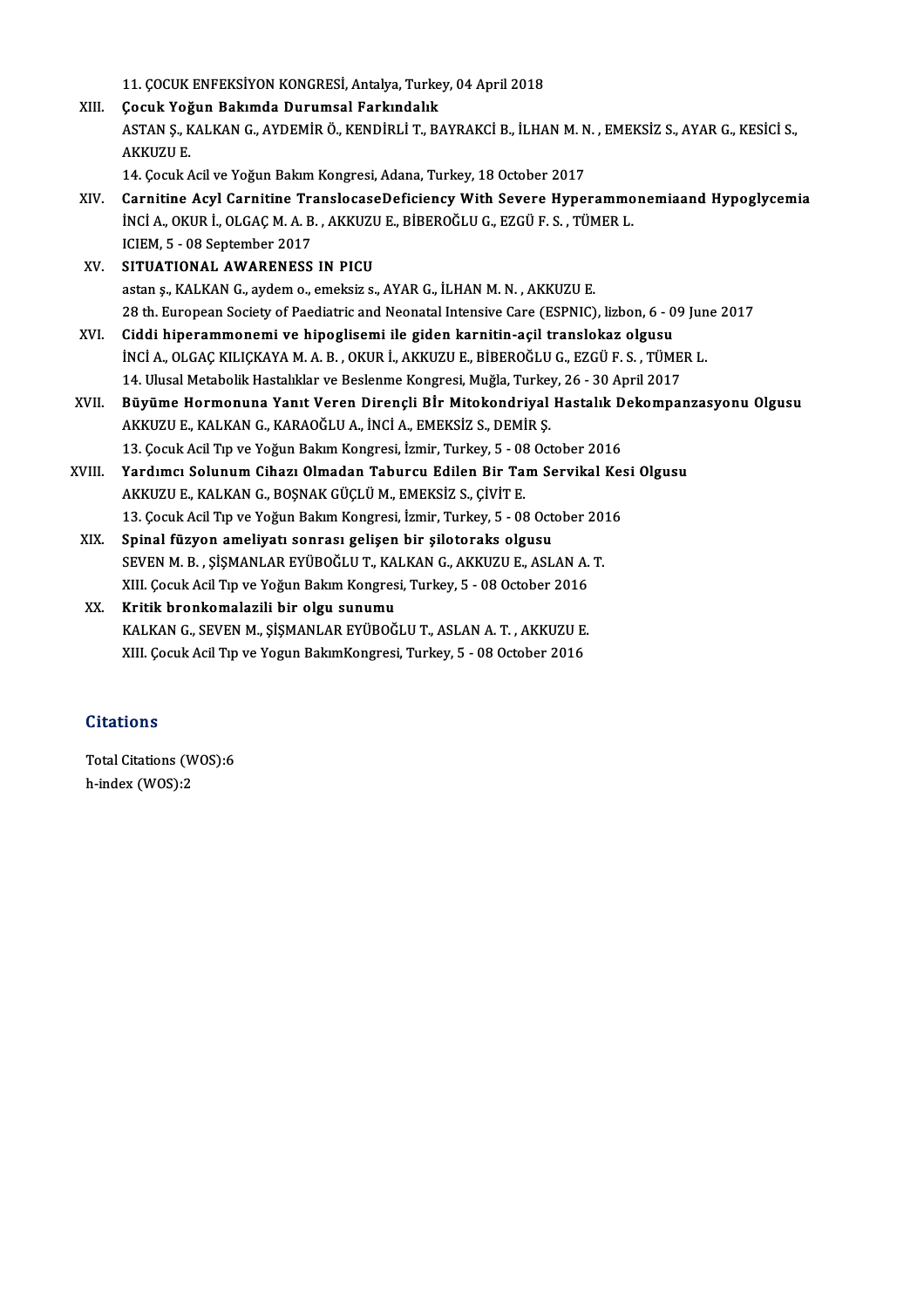11. ÇOCUK ENFEKSİYON KONGRESİ, Antalya, Turkey, 04 April 2018

XIII. **Çocuk Yoğun Bakımda Durumsal Farkındalık**
ASTAN Ş., KALKAN G., AYDEMİR Ö., KENDİRLİ T., BAYRAKCİ B., İLHAN M. N. , EMEKSİZ S., AYAR G., KESİCİ S., AKKUZU E.
14. Çocuk Acil ve Yoğun Bakım Kongresi, Adana, Turkey, 18 October 2017

XIV. **Carnitine Acyl Carnitine TranslocaseDeficiency With Severe Hyperammonemiaand Hypoglycemia**
İNCİ A., OKUR İ., OLGAÇ M. A. B. , AKKUZU E., BİBEROĞLU G., EZGÜ F. S. , TÜMER L.
ICIEM, 5 - 08 September 2017

XV. **SITUATIONAL AWARENESS IN PICU**
astan ş., KALKAN G., aydem o., emeksiz s., AYAR G., İLHAN M. N. , AKKUZU E.
28 th. European Society of Paediatric and Neonatal Intensive Care (ESPNIC), lizbon, 6 - 09 June 2017

XVI. **Ciddi hiperammonemi ve hipoglisemi ile giden karnitin-açil translokaz olgusu**
İNCİ A., OLGAÇ KILIÇKAYA M. A. B. , OKUR İ., AKKUZU E., BİBEROĞLU G., EZGÜ F. S. , TÜMER L.
14. Ulusal Metabolik Hastalıklar ve Beslenme Kongresi, Muğla, Turkey, 26 - 30 April 2017

XVII. **Büyüme Hormonuna Yanıt Veren Dirençli Bİr Mitokondriyal Hastalık Dekompanzasyonu Olgusu**
AKKUZU E., KALKAN G., KARAOĞLU A., İNCİ A., EMEKSİZ S., DEMİR Ş.
13. Çocuk Acil Tıp ve Yoğun Bakım Kongresi, İzmir, Turkey, 5 - 08 October 2016

XVIII. **Yardımcı Solunum Cihazı Olmadan Taburcu Edilen Bir Tam Servikal Kesi Olgusu**
AKKUZU E., KALKAN G., BOŞNAK GÜÇLÜ M., EMEKSİZ S., ÇİVİT E.
13. Çocuk Acil Tıp ve Yoğun Bakım Kongresi, İzmir, Turkey, 5 - 08 October 2016

XIX. **Spinal füzyon ameliyatı sonrası gelişen bir şilotoraks olgusu**
SEVEN M. B. , ŞİŞMANLAR EYÜBOĞLU T., KALKAN G., AKKUZU E., ASLAN A. T.
XIII. Çocuk Acil Tıp ve Yoğun Bakım Kongresi, Turkey, 5 - 08 October 2016

XX. **Kritik bronkomalazili bir olgu sunumu**
KALKAN G., SEVEN M., ŞİŞMANLAR EYÜBOĞLU T., ASLAN A. T. , AKKUZU E.
XIII. Çocuk Acil Tıp ve Yogun BakımKongresi, Turkey, 5 - 08 October 2016

## Citations

Total Citations (WOS):6
h-index (WOS):2